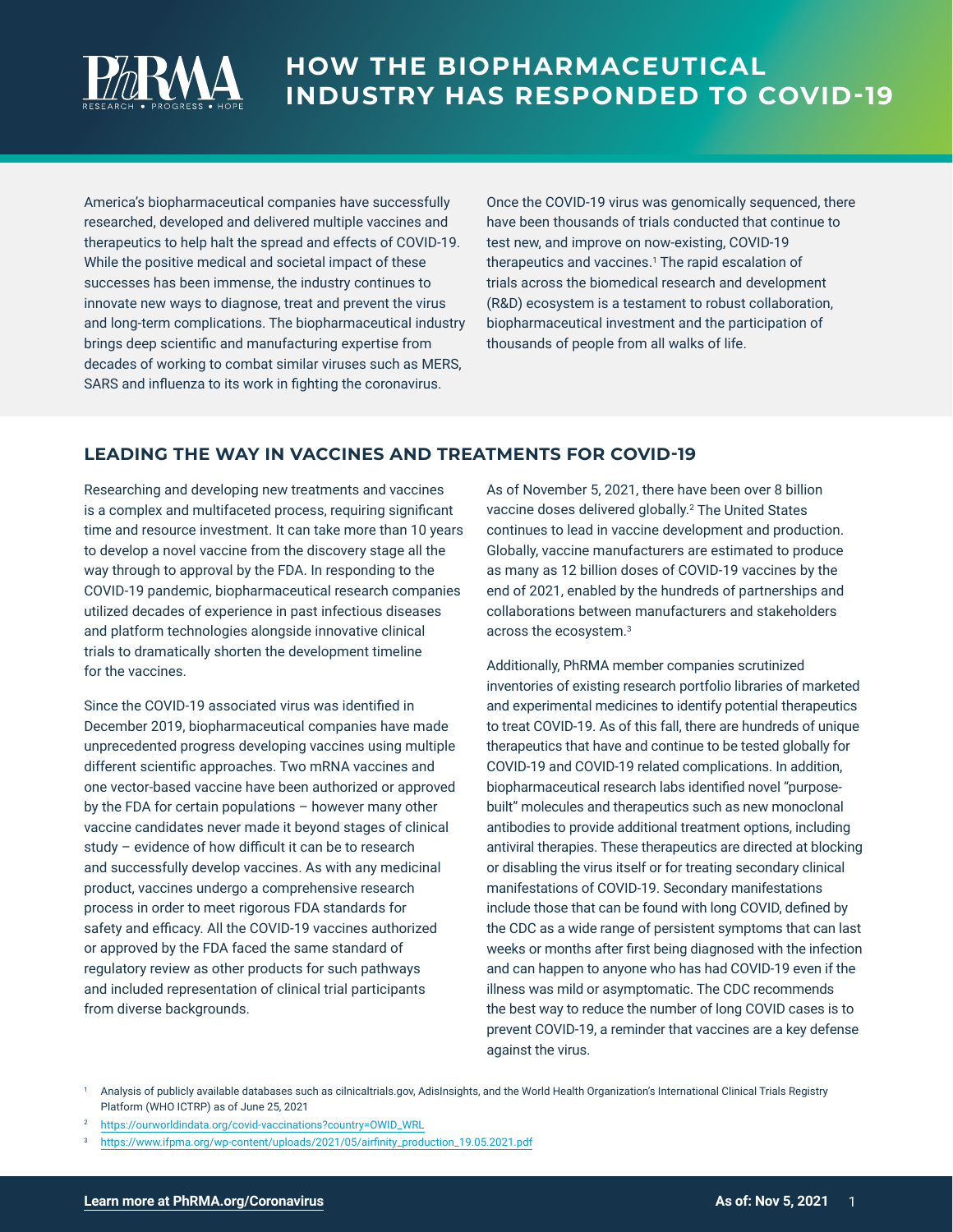# HOW THE BIOPHARMACEUTICAL INDUSTRY HAS RESPONDED TO COVID-19

America's biopharmaceutical companies have successfully researched, developed and delivered multiple vaccines and therapeutics to help halt the spread and effects of COVID-19. While the positive medical and societal impact of these successes has been immense, the industry continues to innovate new ways to diagnose, treat and prevent the virus and long-term complications. The biopharmaceutical industry brings deep scientific and manufacturing expertise from decades of working to combat similar viruses such as MERS, SARS and influenza to its work in fighting the coronavirus.

Once the COVID-19 virus was genomically sequenced, there have been thousands of trials conducted that continue to test new, and improve on now-existing, COVID-19 therapeutics and vaccines.[1] The rapid escalation of trials across the biomedical research and development (R&D) ecosystem is a testament to robust collaboration, biopharmaceutical investment and the participation of thousands of people from all walks of life.

## LEADING THE WAY IN VACCINES AND TREATMENTS FOR COVID-19

Researching and developing new treatments and vaccines is a complex and multifaceted process, requiring significant time and resource investment. It can take more than 10 years to develop a novel vaccine from the discovery stage all the way through to approval by the FDA. In responding to the COVID-19 pandemic, biopharmaceutical research companies utilized decades of experience in past infectious diseases and platform technologies alongside innovative clinical trials to dramatically shorten the development timeline for the vaccines.

Since the COVID-19 associated virus was identified in December 2019, biopharmaceutical companies have made unprecedented progress developing vaccines using multiple different scientific approaches. Two mRNA vaccines and one vector-based vaccine have been authorized or approved by the FDA for certain populations – however many other vaccine candidates never made it beyond stages of clinical study – evidence of how difficult it can be to research and successfully develop vaccines. As with any medicinal product, vaccines undergo a comprehensive research process in order to meet rigorous FDA standards for safety and efficacy. All the COVID-19 vaccines authorized or approved by the FDA faced the same standard of regulatory review as other products for such pathways and included representation of clinical trial participants from diverse backgrounds.

As of November 5, 2021, there have been over 8 billion vaccine doses delivered globally.[2] The United States continues to lead in vaccine development and production. Globally, vaccine manufacturers are estimated to produce as many as 12 billion doses of COVID-19 vaccines by the end of 2021, enabled by the hundreds of partnerships and collaborations between manufacturers and stakeholders across the ecosystem.[3]

Additionally, PhRMA member companies scrutinized inventories of existing research portfolio libraries of marketed and experimental medicines to identify potential therapeutics to treat COVID-19. As of this fall, there are hundreds of unique therapeutics that have and continue to be tested globally for COVID-19 and COVID-19 related complications. In addition, biopharmaceutical research labs identified novel "purpose-built" molecules and therapeutics such as new monoclonal antibodies to provide additional treatment options, including antiviral therapies. These therapeutics are directed at blocking or disabling the virus itself or for treating secondary clinical manifestations of COVID-19. Secondary manifestations include those that can be found with long COVID, defined by the CDC as a wide range of persistent symptoms that can last weeks or months after first being diagnosed with the infection and can happen to anyone who has had COVID-19 even if the illness was mild or asymptomatic. The CDC recommends the best way to reduce the number of long COVID cases is to prevent COVID-19, a reminder that vaccines are a key defense against the virus.

[1] Analysis of publicly available databases such as cilnicaltrials.gov, AdisInsights, and the World Health Organization's International Clinical Trials Registry Platform (WHO ICTRP) as of June 25, 2021

[2] https://ourworldindata.org/covid-vaccinations?country=OWID_WRL

[3] https://www.ifpma.org/wp-content/uploads/2021/05/airfinity_production_19.05.2021.pdf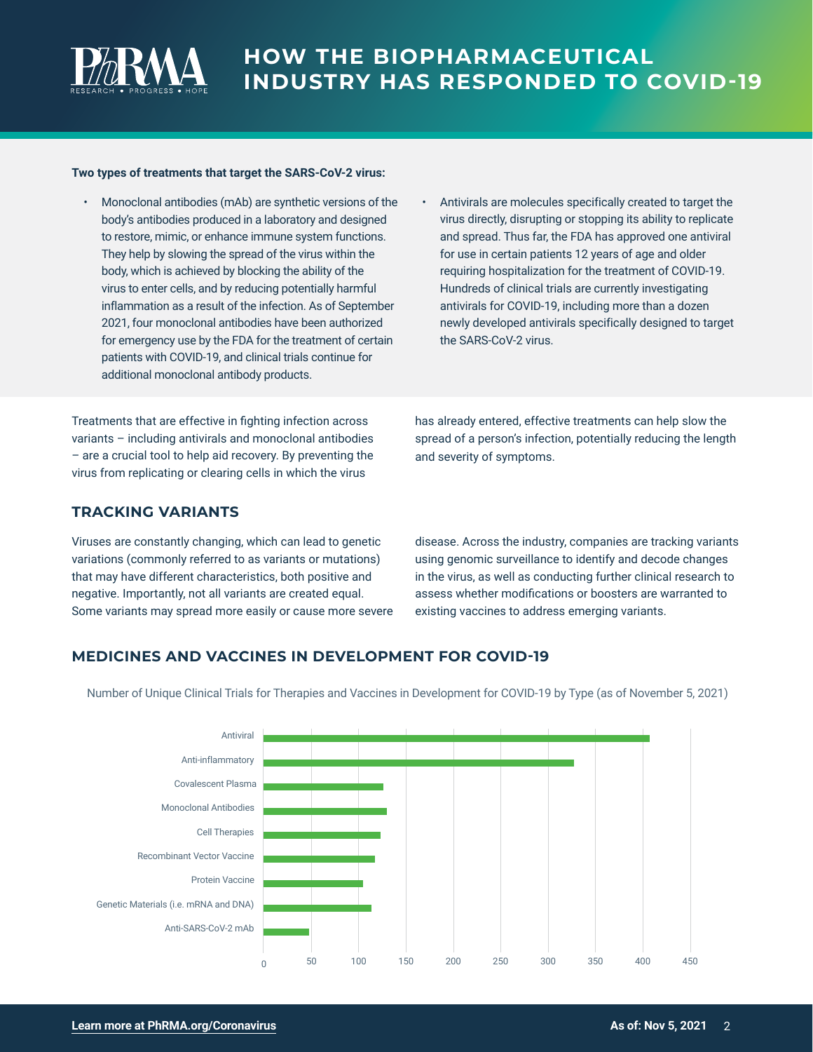# HOW THE BIOPHARMACEUTICAL INDUSTRY HAS RESPONDED TO COVID-19

**Two types of treatments that target the SARS-CoV-2 virus:**

- Monoclonal antibodies (mAb) are synthetic versions of the body's antibodies produced in a laboratory and designed to restore, mimic, or enhance immune system functions. They help by slowing the spread of the virus within the body, which is achieved by blocking the ability of the virus to enter cells, and by reducing potentially harmful inflammation as a result of the infection. As of September 2021, four monoclonal antibodies have been authorized for emergency use by the FDA for the treatment of certain patients with COVID-19, and clinical trials continue for additional monoclonal antibody products.
- Antivirals are molecules specifically created to target the virus directly, disrupting or stopping its ability to replicate and spread. Thus far, the FDA has approved one antiviral for use in certain patients 12 years of age and older requiring hospitalization for the treatment of COVID-19. Hundreds of clinical trials are currently investigating antivirals for COVID-19, including more than a dozen newly developed antivirals specifically designed to target the SARS-CoV-2 virus.

Treatments that are effective in fighting infection across variants – including antivirals and monoclonal antibodies – are a crucial tool to help aid recovery. By preventing the virus from replicating or clearing cells in which the virus has already entered, effective treatments can help slow the spread of a person's infection, potentially reducing the length and severity of symptoms.

## TRACKING VARIANTS

Viruses are constantly changing, which can lead to genetic variations (commonly referred to as variants or mutations) that may have different characteristics, both positive and negative. Importantly, not all variants are created equal. Some variants may spread more easily or cause more severe disease. Across the industry, companies are tracking variants using genomic surveillance to identify and decode changes in the virus, as well as conducting further clinical research to assess whether modifications or boosters are warranted to existing vaccines to address emerging variants.

## MEDICINES AND VACCINES IN DEVELOPMENT FOR COVID-19

Number of Unique Clinical Trials for Therapies and Vaccines in Development for COVID-19 by Type (as of November 5, 2021)

| Type | Approx. number of trials |
|---|---|
| Antiviral | ~407 |
| Anti-inflammatory | ~327 |
| Covalescent Plasma | ~126 |
| Monoclonal Antibodies | ~130 |
| Cell Therapies | ~123 |
| Recombinant Vector Vaccine | ~117 |
| Protein Vaccine | ~105 |
| Genetic Materials (i.e. mRNA and DNA) | ~113 |
| Anti-SARS-CoV-2 mAb | ~48 |

Learn more at PhRMA.org/Coronavirus

As of: Nov 5, 2021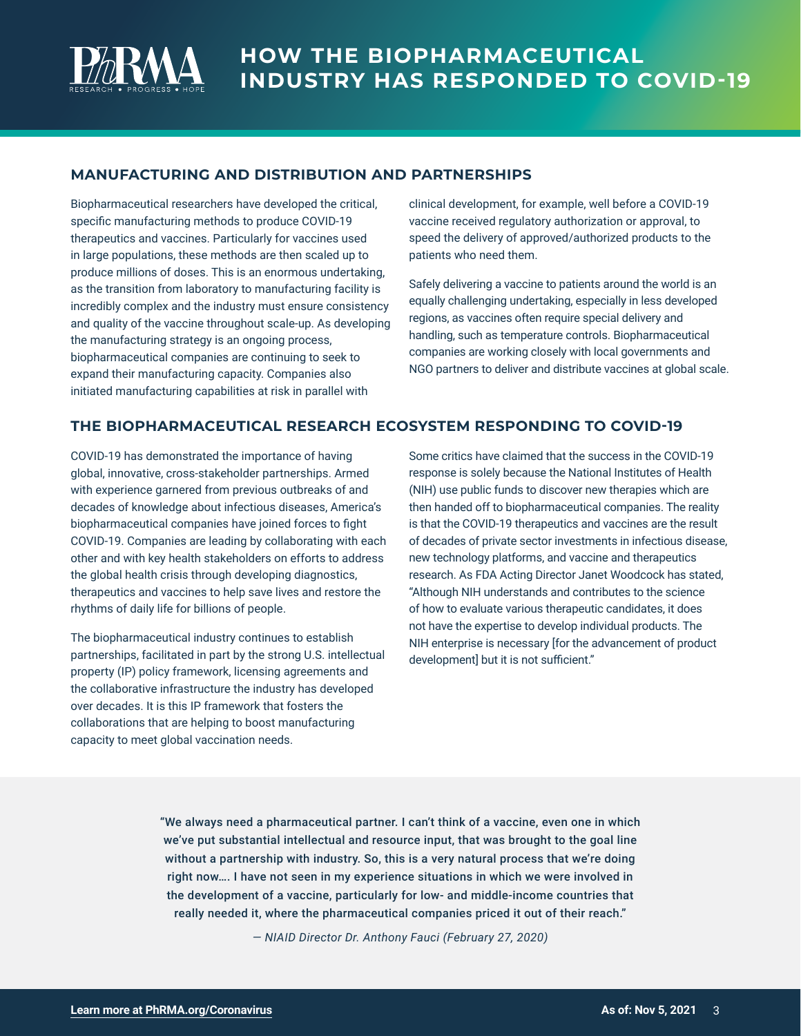## MANUFACTURING AND DISTRIBUTION AND PARTNERSHIPS

Biopharmaceutical researchers have developed the critical, specific manufacturing methods to produce COVID-19 therapeutics and vaccines. Particularly for vaccines used in large populations, these methods are then scaled up to produce millions of doses. This is an enormous undertaking, as the transition from laboratory to manufacturing facility is incredibly complex and the industry must ensure consistency and quality of the vaccine throughout scale-up. As developing the manufacturing strategy is an ongoing process, biopharmaceutical companies are continuing to seek to expand their manufacturing capacity. Companies also initiated manufacturing capabilities at risk in parallel with clinical development, for example, well before a COVID-19 vaccine received regulatory authorization or approval, to speed the delivery of approved/authorized products to the patients who need them.

Safely delivering a vaccine to patients around the world is an equally challenging undertaking, especially in less developed regions, as vaccines often require special delivery and handling, such as temperature controls. Biopharmaceutical companies are working closely with local governments and NGO partners to deliver and distribute vaccines at global scale.

## THE BIOPHARMACEUTICAL RESEARCH ECOSYSTEM RESPONDING TO COVID-19

COVID-19 has demonstrated the importance of having global, innovative, cross-stakeholder partnerships. Armed with experience garnered from previous outbreaks of and decades of knowledge about infectious diseases, America's biopharmaceutical companies have joined forces to fight COVID-19. Companies are leading by collaborating with each other and with key health stakeholders on efforts to address the global health crisis through developing diagnostics, therapeutics and vaccines to help save lives and restore the rhythms of daily life for billions of people.

The biopharmaceutical industry continues to establish partnerships, facilitated in part by the strong U.S. intellectual property (IP) policy framework, licensing agreements and the collaborative infrastructure the industry has developed over decades. It is this IP framework that fosters the collaborations that are helping to boost manufacturing capacity to meet global vaccination needs.

Some critics have claimed that the success in the COVID-19 response is solely because the National Institutes of Health (NIH) use public funds to discover new therapies which are then handed off to biopharmaceutical companies. The reality is that the COVID-19 therapeutics and vaccines are the result of decades of private sector investments in infectious disease, new technology platforms, and vaccine and therapeutics research. As FDA Acting Director Janet Woodcock has stated, "Although NIH understands and contributes to the science of how to evaluate various therapeutic candidates, it does not have the expertise to develop individual products. The NIH enterprise is necessary [for the advancement of product development] but it is not sufficient."

> "We always need a pharmaceutical partner. I can't think of a vaccine, even one in which we've put substantial intellectual and resource input, that was brought to the goal line without a partnership with industry. So, this is a very natural process that we're doing right now…. I have not seen in my experience situations in which we were involved in the development of a vaccine, particularly for low- and middle-income countries that really needed it, where the pharmaceutical companies priced it out of their reach."
>
> *— NIAID Director Dr. Anthony Fauci (February 27, 2020)*

**Learn more at PhRMA.org/Coronavirus**

**As of: Nov 5, 2021**